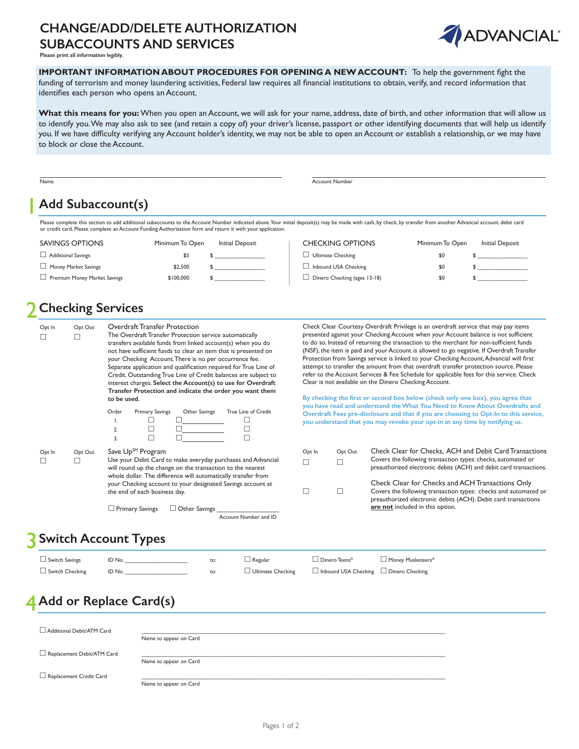# CHANGE/ADD/DELETE AUTHORIZATION SUBACCOUNTS AND SERVICES

ADVANCIAL®

Please print all information legibly.

**IMPORTANT INFORMATION ABOUT PROCEDURES FOR OPENING A NEW ACCOUNT:** To help the government fight the funding of terrorism and money laundering activities, Federal law requires all financial institutions to obtain, verify, and record information that identifies each person who opens an Account.

**What this means for you:** When you open an Account, we will ask for your name, address, date of birth, and other information that will allow us to identify you. We may also ask to see (and retain a copy of) your driver's license, passport or other identifying documents that will help us identify you. If we have difficulty verifying any Account holder's identity, we may not be able to open an Account or establish a relationship, or we may have to block or close the Account.

Name ______________________________ Account Number ______________________________

## 1 Add Subaccount(s)

Please complete this section to add additional subaccounts to the Account Number indicated above. Your initial deposit(s) may be made with cash, by check, by transfer from another Advancial account, debit card or credit card. Please complete an Account Funding Authorization form and return it with your application.

| SAVINGS OPTIONS | Minimum To Open | Initial Deposit |
|---|---|---|
| ☐ Additional Savings | $5 | $ __________ |
| ☐ Money Market Savings | $2,500 | $ __________ |
| ☐ Premium Money Market Savings | $100,000 | $ __________ |

| CHECKING OPTIONS | Minimum To Open | Initial Deposit |
|---|---|---|
| ☐ Ultimate Checking | $0 | $ __________ |
| ☐ Inbound USA Checking | $0 | $ __________ |
| ☐ Dinero Checking (ages 13-18) | $0 | $ __________ |

## 2 Checking Services

Opt In ☐ Opt Out ☐

**Overdraft Transfer Protection**

The Overdraft Transfer Protection service automatically transfers available funds from linked account(s) when you do not have sufficient funds to clear an item that is presented on your Checking Account. There is no per occurrence fee. Separate application and qualification required for True Line of Credit. Outstanding True Line of Credit balances are subject to interest charges. **Select the Account(s) to use for Overdraft Transfer Protection and indicate the order you want them to be used.**

| Order | Primary Savings | Other Savings | True Line of Credit |
|---|---|---|---|
| 1. | ☐ | ☐ __________ | ☐ |
| 2. | ☐ | ☐ __________ | ☐ |
| 3. | ☐ | ☐ __________ | ☐ |

Opt In ☐ Opt Out ☐

**Save Up℠ Program**

Use your Debit Card to make everyday purchases and Advancial will round up the change on the transaction to the nearest whole dollar. The difference will automatically transfer from your Checking account to your designated Savings account at the end of each business day.

☐ Primary Savings ☐ Other Savings __________________
Account Number and ID

Check Clear Courtesy Overdraft Privilege is an overdraft service that may pay items presented against your Checking Account when your Account balance is not sufficient to do so. Instead of returning the transaction to the merchant for non-sufficient funds (NSF), the item is paid and your Account is allowed to go negative. If Overdraft Transfer Protection from Savings service is linked to your Checking Account, Advancial will first attempt to transfer the amount from that overdraft transfer protection source. Please refer to the Account Services & Fee Schedule for applicable fees for this service. Check Clear is not available on the Dinero Checking Account.

**By checking the first or second box below (check only one box), you agree that you have read and understand the What You Need to Know About Overdrafts and Overdraft Fees pre-disclosure and that if you are choosing to Opt-In to this service, you understand that you may revoke your opt-in at any time by notifying us.**

Opt In ☐ Opt Out ☐

**Check Clear for Checks, ACH and Debit Card Transactions**

Covers the following transaction types: checks, automated or preauthorized electronic debits (ACH) and debit card transactions.

☐ ☐

**Check Clear for Checks and ACH Transactions Only**

Covers the following transaction types: checks and automated or preauthorized electronic debits (ACH). Debit card transactions **are not** included in this option.

## 3 Switch Account Types

| | | | | | |
|---|---|---|---|---|---|
| ☐ Switch Savings | ID No. __________ | to: | ☐ Regular | ☐ Dinero Teens® | ☐ Money Musketeers® |
| ☐ Switch Checking | ID No. __________ | to: | ☐ Ultimate Checking | ☐ Inbound USA Checking | ☐ Dinero Checking |

## 4 Add or Replace Card(s)

☐ Additional Debit/ATM Card ______________________________
Name to appear on Card

☐ Replacement Debit/ATM Card ______________________________
Name to appear on Card

☐ Replacement Credit Card ______________________________
Name to appear on Card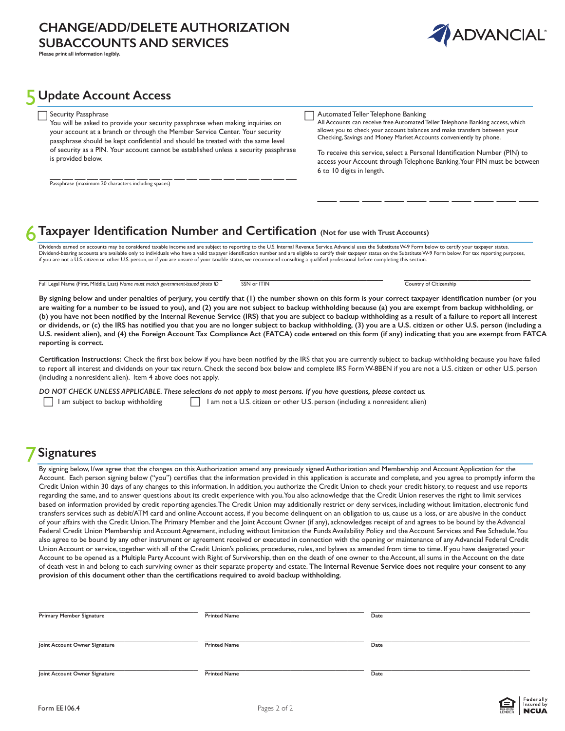# CHANGE/ADD/DELETE AUTHORIZATION SUBACCOUNTS AND SERVICES

Please print all information legibly.

## 5 Update Account Access

☐ Security Passphrase

You will be asked to provide your security passphrase when making inquiries on your account at a branch or through the Member Service Center. Your security passphrase should be kept confidential and should be treated with the same level of security as a PIN. Your account cannot be established unless a security passphrase is provided below.

\_\_ \_\_ \_\_ \_\_ \_\_ \_\_ \_\_ \_\_ \_\_ \_\_ \_\_ \_\_ \_\_ \_\_ \_\_ \_\_ \_\_ \_\_ \_\_ \_\_

Passphrase (maximum 20 characters including spaces)

☐ Automated Teller Telephone Banking

All Accounts can receive free Automated Teller Telephone Banking access, which allows you to check your account balances and make transfers between your Checking, Savings and Money Market Accounts conveniently by phone.

To receive this service, select a Personal Identification Number (PIN) to access your Account through Telephone Banking. Your PIN must be between 6 to 10 digits in length.

\_\_ \_\_ \_\_ \_\_ \_\_ \_\_ \_\_ \_\_ \_\_ \_\_

## 6 Taxpayer Identification Number and Certification (Not for use with Trust Accounts)

Dividends earned on accounts may be considered taxable income and are subject to reporting to the U.S. Internal Revenue Service. Advancial uses the Substitute W-9 Form below to certify your taxpayer status. Dividend-bearing accounts are available only to individuals who have a valid taxpayer identification number and are eligible to certify their taxpayer status on the Substitute W-9 Form below. For tax reporting purposes, if you are not a U.S. citizen or other U.S. person, or if you are unsure of your taxable status, we recommend consulting a qualified professional before completing this section.

Full Legal Name (First, Middle, Last) *Name must match government-issued photo ID* \_\_\_\_\_\_\_\_ SSN or ITIN \_\_\_\_\_\_\_\_ Country of Citizenship \_\_\_\_\_\_\_\_

**By signing below and under penalties of perjury, you certify that (1) the number shown on this form is your correct taxpayer identification number (or you are waiting for a number to be issued to you), and (2) you are not subject to backup withholding because (a) you are exempt from backup withholding, or (b) you have not been notified by the Internal Revenue Service (IRS) that you are subject to backup withholding as a result of a failure to report all interest or dividends, or (c) the IRS has notified you that you are no longer subject to backup withholding, (3) you are a U.S. citizen or other U.S. person (including a U.S. resident alien), and (4) the Foreign Account Tax Compliance Act (FATCA) code entered on this form (if any) indicating that you are exempt from FATCA reporting is correct.**

**Certification Instructions:** Check the first box below if you have been notified by the IRS that you are currently subject to backup withholding because you have failed to report all interest and dividends on your tax return. Check the second box below and complete IRS Form W-8BEN if you are not a U.S. citizen or other U.S. person (including a nonresident alien). Item 4 above does not apply.

*DO NOT CHECK UNLESS APPLICABLE. These selections do not apply to most persons. If you have questions, please contact us.*

☐ I am subject to backup withholding ☐ I am not a U.S. citizen or other U.S. person (including a nonresident alien)

## 7 Signatures

By signing below, I/we agree that the changes on this Authorization amend any previously signed Authorization and Membership and Account Application for the Account. Each person signing below ("you") certifies that the information provided in this application is accurate and complete, and you agree to promptly inform the Credit Union within 30 days of any changes to this information. In addition, you authorize the Credit Union to check your credit history, to request and use reports regarding the same, and to answer questions about its credit experience with you. You also acknowledge that the Credit Union reserves the right to limit services based on information provided by credit reporting agencies. The Credit Union may additionally restrict or deny services, including without limitation, electronic fund transfers services such as debit/ATM card and online Account access, if you become delinquent on an obligation to us, cause us a loss, or are abusive in the conduct of your affairs with the Credit Union. The Primary Member and the Joint Account Owner (if any), acknowledges receipt of and agrees to be bound by the Advancial Federal Credit Union Membership and Account Agreement, including without limitation the Funds Availability Policy and the Account Services and Fee Schedule. You also agree to be bound by any other instrument or agreement received or executed in connection with the opening or maintenance of any Advancial Federal Credit Union Account or service, together with all of the Credit Union's policies, procedures, rules, and bylaws as amended from time to time. If you have designated your Account to be opened as a Multiple Party Account with Right of Survivorship, then on the death of one owner to the Account, all sums in the Account on the date of death vest in and belong to each surviving owner as their separate property and estate. **The Internal Revenue Service does not require your consent to any provision of this document other than the certifications required to avoid backup withholding.**

| | | |
|---|---|---|
| **Primary Member Signature** | **Printed Name** | **Date** |
| **Joint Account Owner Signature** | **Printed Name** | **Date** |
| **Joint Account Owner Signature** | **Printed Name** | **Date** |

Form EE106.4

Equal Housing Lender | Federally Insured by NCUA